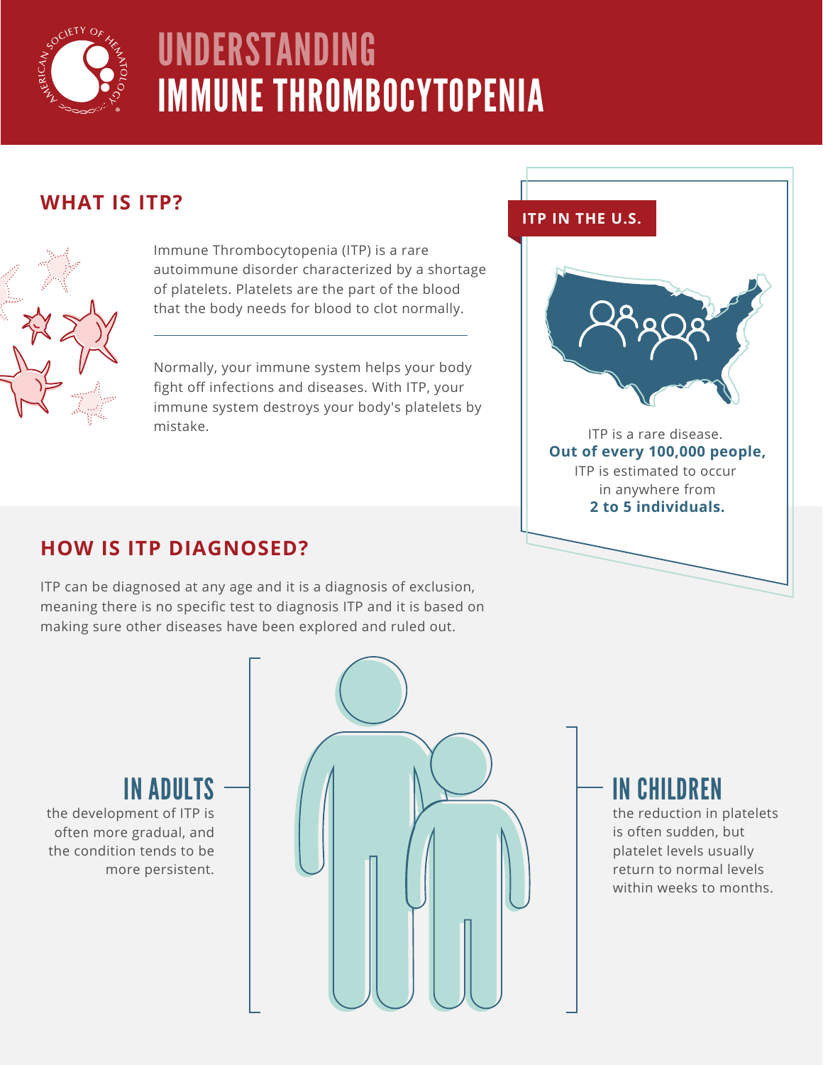# UNDERSTANDING IMMUNE THROMBOCYTOPENIA

## WHAT IS ITP?

Immune Thrombocytopenia (ITP) is a rare autoimmune disorder characterized by a shortage of platelets. Platelets are the part of the blood that the body needs for blood to clot normally.

Normally, your immune system helps your body fight off infections and diseases. With ITP, your immune system destroys your body's platelets by mistake.

## ITP IN THE U.S.

ITP is a rare disease. **Out of every 100,000 people,** ITP is estimated to occur in anywhere from **2 to 5 individuals.**

## HOW IS ITP DIAGNOSED?

ITP can be diagnosed at any age and it is a diagnosis of exclusion, meaning there is no specific test to diagnosis ITP and it is based on making sure other diseases have been explored and ruled out.

### IN ADULTS

the development of ITP is often more gradual, and the condition tends to be more persistent.

### IN CHILDREN

the reduction in platelets is often sudden, but platelet levels usually return to normal levels within weeks to months.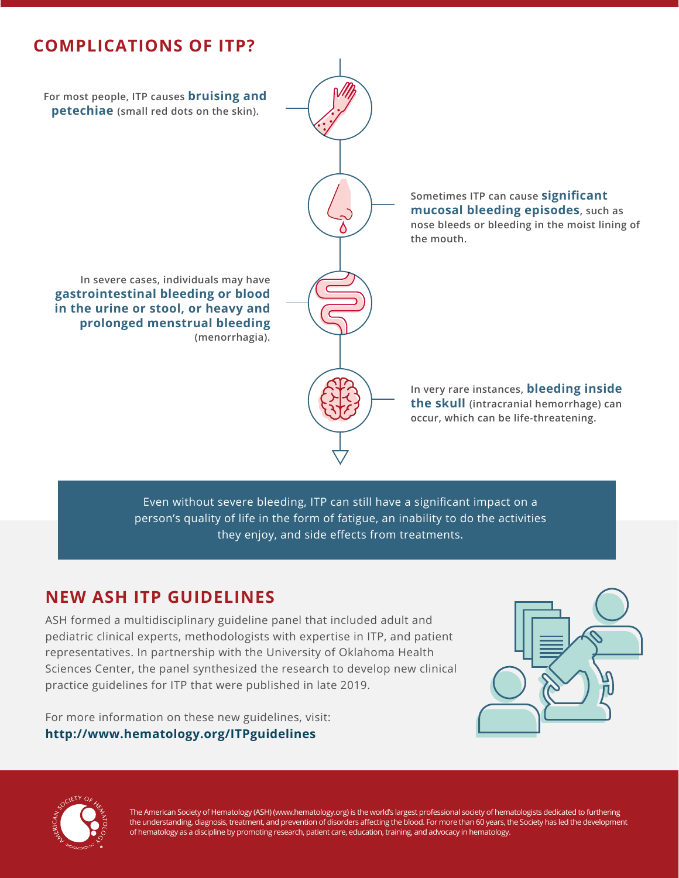## COMPLICATIONS OF ITP?

For most people, ITP causes **bruising and petechiae** (small red dots on the skin).

Sometimes ITP can cause **significant mucosal bleeding episodes**, such as nose bleeds or bleeding in the moist lining of the mouth.

In severe cases, individuals may have **gastrointestinal bleeding or blood in the urine or stool, or heavy and prolonged menstrual bleeding** (menorrhagia).

In very rare instances, **bleeding inside the skull** (intracranial hemorrhage) can occur, which can be life-threatening.

Even without severe bleeding, ITP can still have a significant impact on a person's quality of life in the form of fatigue, an inability to do the activities they enjoy, and side effects from treatments.

## NEW ASH ITP GUIDELINES

ASH formed a multidisciplinary guideline panel that included adult and pediatric clinical experts, methodologists with expertise in ITP, and patient representatives. In partnership with the University of Oklahoma Health Sciences Center, the panel synthesized the research to develop new clinical practice guidelines for ITP that were published in late 2019.

For more information on these new guidelines, visit:
**http://www.hematology.org/ITPguidelines**

The American Society of Hematology (ASH) (www.hematology.org) is the world's largest professional society of hematologists dedicated to furthering the understanding, diagnosis, treatment, and prevention of disorders affecting the blood. For more than 60 years, the Society has led the development of hematology as a discipline by promoting research, patient care, education, training, and advocacy in hematology.